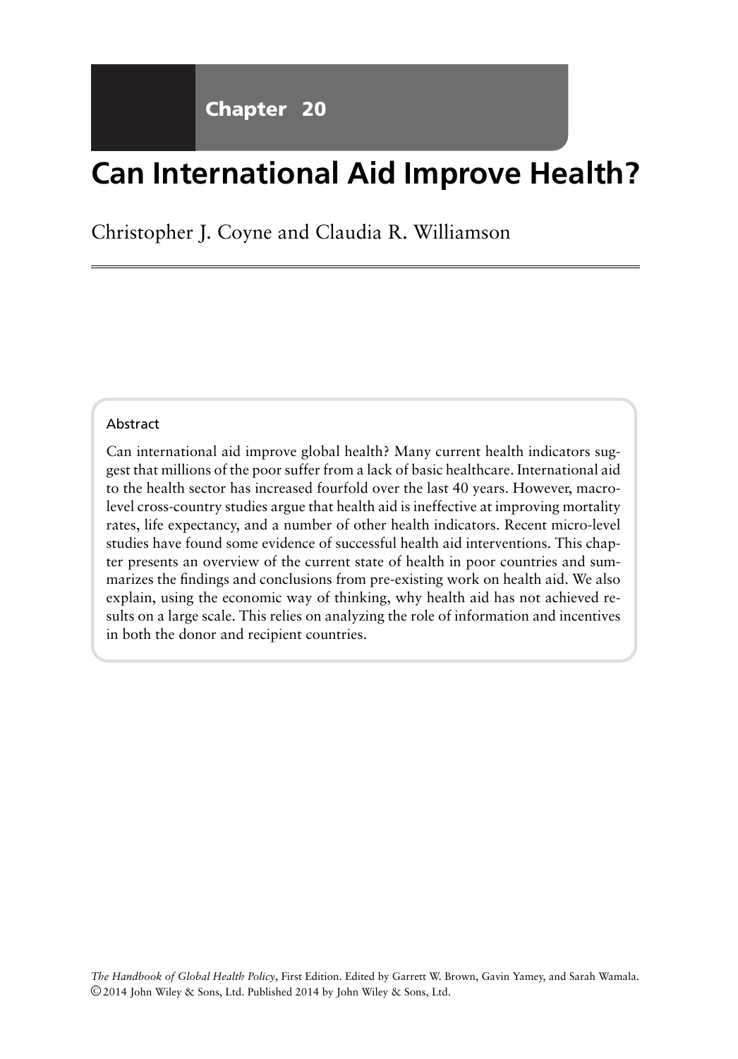Chapter 20

# Can International Aid Improve Health?

Christopher J. Coyne and Claudia R. Williamson

## Abstract

Can international aid improve global health? Many current health indicators suggest that millions of the poor suffer from a lack of basic healthcare. International aid to the health sector has increased fourfold over the last 40 years. However, macro-level cross-country studies argue that health aid is ineffective at improving mortality rates, life expectancy, and a number of other health indicators. Recent micro-level studies have found some evidence of successful health aid interventions. This chapter presents an overview of the current state of health in poor countries and summarizes the findings and conclusions from pre-existing work on health aid. We also explain, using the economic way of thinking, why health aid has not achieved results on a large scale. This relies on analyzing the role of information and incentives in both the donor and recipient countries.

*The Handbook of Global Health Policy*, First Edition. Edited by Garrett W. Brown, Gavin Yamey, and Sarah Wamala.
© 2014 John Wiley & Sons, Ltd. Published 2014 by John Wiley & Sons, Ltd.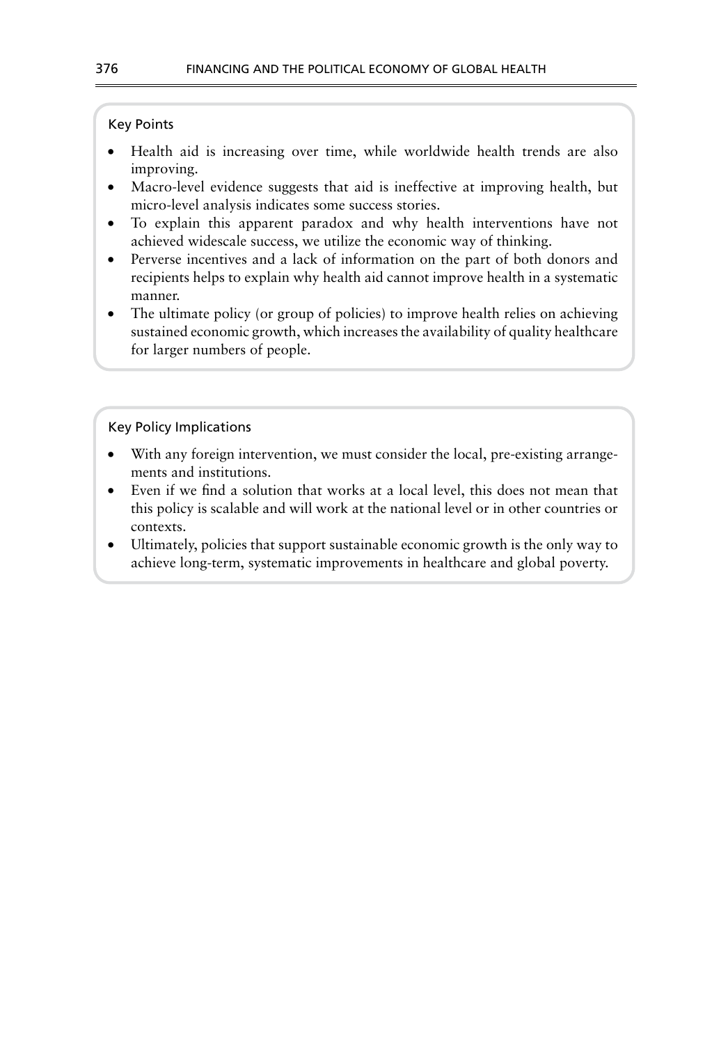### Key Points

- Health aid is increasing over time, while worldwide health trends are also improving.
- Macro-level evidence suggests that aid is ineffective at improving health, but micro-level analysis indicates some success stories.
- To explain this apparent paradox and why health interventions have not achieved widescale success, we utilize the economic way of thinking.
- Perverse incentives and a lack of information on the part of both donors and recipients helps to explain why health aid cannot improve health in a systematic manner.
- The ultimate policy (or group of policies) to improve health relies on achieving sustained economic growth, which increases the availability of quality healthcare for larger numbers of people.

### Key Policy Implications

- With any foreign intervention, we must consider the local, pre-existing arrangements and institutions.
- Even if we find a solution that works at a local level, this does not mean that this policy is scalable and will work at the national level or in other countries or contexts.
- Ultimately, policies that support sustainable economic growth is the only way to achieve long-term, systematic improvements in healthcare and global poverty.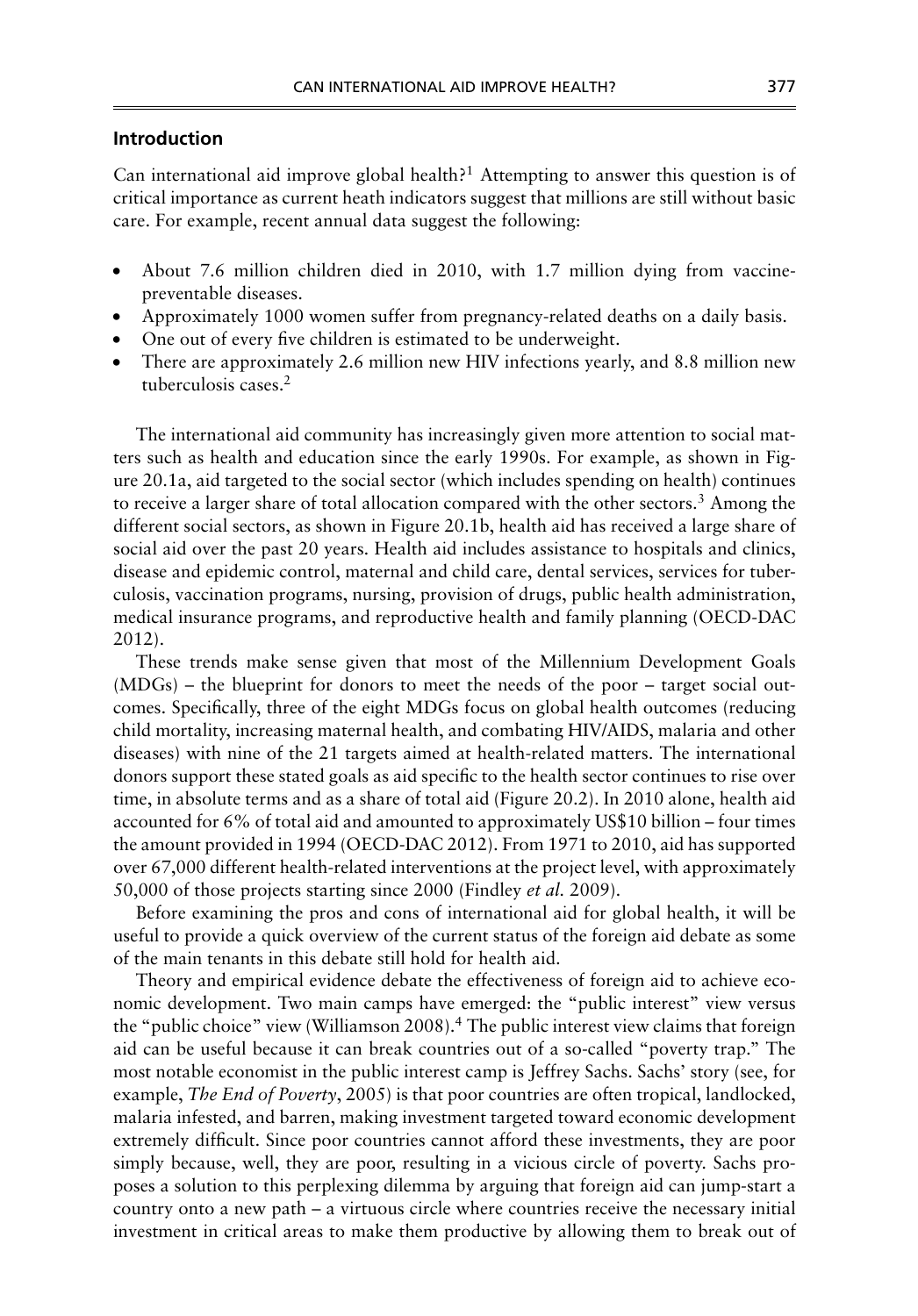## Introduction

Can international aid improve global health?[1] Attempting to answer this question is of critical importance as current heath indicators suggest that millions are still without basic care. For example, recent annual data suggest the following:

- About 7.6 million children died in 2010, with 1.7 million dying from vaccine-preventable diseases.
- Approximately 1000 women suffer from pregnancy-related deaths on a daily basis.
- One out of every five children is estimated to be underweight.
- There are approximately 2.6 million new HIV infections yearly, and 8.8 million new tuberculosis cases.[2]

The international aid community has increasingly given more attention to social matters such as health and education since the early 1990s. For example, as shown in Figure 20.1a, aid targeted to the social sector (which includes spending on health) continues to receive a larger share of total allocation compared with the other sectors.[3] Among the different social sectors, as shown in Figure 20.1b, health aid has received a large share of social aid over the past 20 years. Health aid includes assistance to hospitals and clinics, disease and epidemic control, maternal and child care, dental services, services for tuberculosis, vaccination programs, nursing, provision of drugs, public health administration, medical insurance programs, and reproductive health and family planning (OECD-DAC 2012).

These trends make sense given that most of the Millennium Development Goals (MDGs) – the blueprint for donors to meet the needs of the poor – target social outcomes. Specifically, three of the eight MDGs focus on global health outcomes (reducing child mortality, increasing maternal health, and combating HIV/AIDS, malaria and other diseases) with nine of the 21 targets aimed at health-related matters. The international donors support these stated goals as aid specific to the health sector continues to rise over time, in absolute terms and as a share of total aid (Figure 20.2). In 2010 alone, health aid accounted for 6% of total aid and amounted to approximately US$10 billion – four times the amount provided in 1994 (OECD-DAC 2012). From 1971 to 2010, aid has supported over 67,000 different health-related interventions at the project level, with approximately 50,000 of those projects starting since 2000 (Findley *et al.* 2009).

Before examining the pros and cons of international aid for global health, it will be useful to provide a quick overview of the current status of the foreign aid debate as some of the main tenants in this debate still hold for health aid.

Theory and empirical evidence debate the effectiveness of foreign aid to achieve economic development. Two main camps have emerged: the "public interest" view versus the "public choice" view (Williamson 2008).[4] The public interest view claims that foreign aid can be useful because it can break countries out of a so-called "poverty trap." The most notable economist in the public interest camp is Jeffrey Sachs. Sachs' story (see, for example, *The End of Poverty*, 2005) is that poor countries are often tropical, landlocked, malaria infested, and barren, making investment targeted toward economic development extremely difficult. Since poor countries cannot afford these investments, they are poor simply because, well, they are poor, resulting in a vicious circle of poverty. Sachs proposes a solution to this perplexing dilemma by arguing that foreign aid can jump-start a country onto a new path – a virtuous circle where countries receive the necessary initial investment in critical areas to make them productive by allowing them to break out of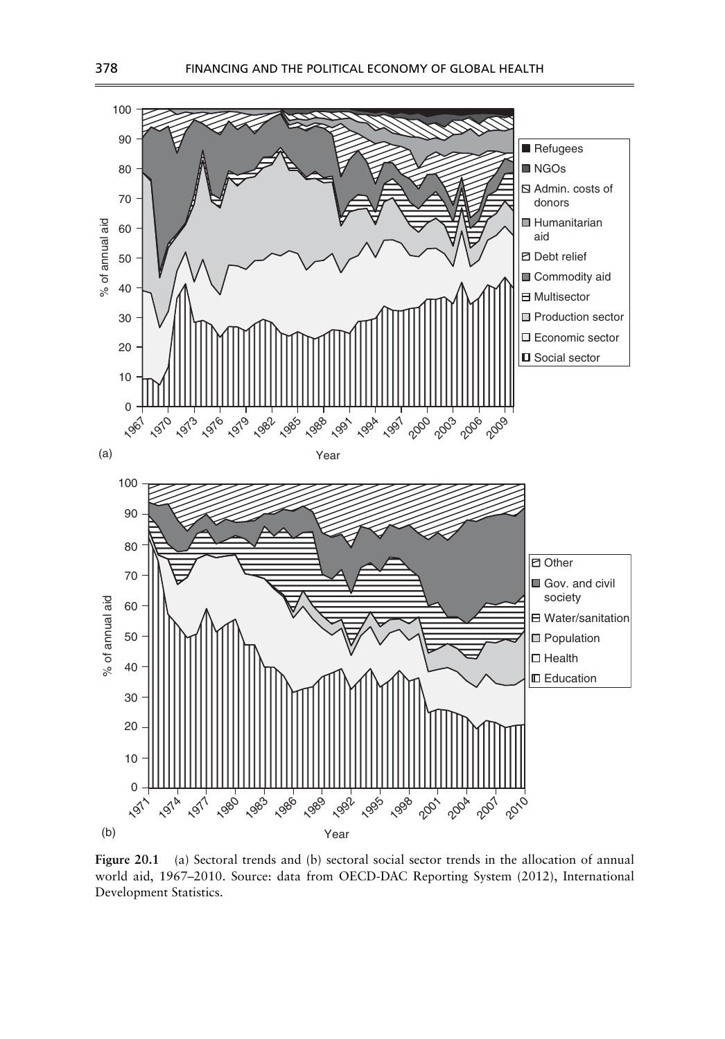**Figure 20.1** (a) Sectoral trends and (b) sectoral social sector trends in the allocation of annual world aid, 1967–2010. Source: data from OECD-DAC Reporting System (2012), International Development Statistics.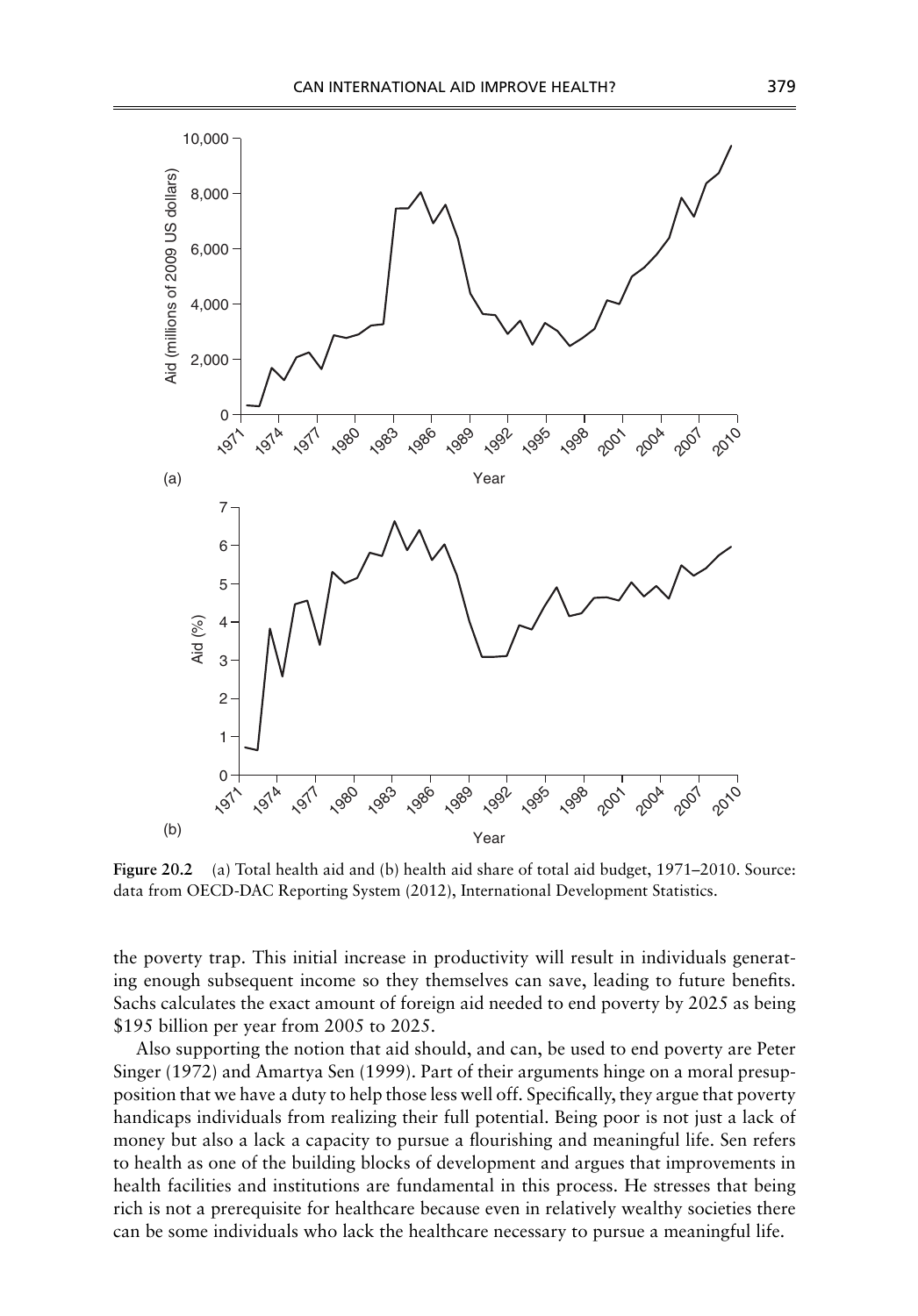**Figure 20.2** (a) Total health aid and (b) health aid share of total aid budget, 1971–2010. Source: data from OECD-DAC Reporting System (2012), International Development Statistics.

the poverty trap. This initial increase in productivity will result in individuals generating enough subsequent income so they themselves can save, leading to future benefits. Sachs calculates the exact amount of foreign aid needed to end poverty by 2025 as being \$195 billion per year from 2005 to 2025.

Also supporting the notion that aid should, and can, be used to end poverty are Peter Singer (1972) and Amartya Sen (1999). Part of their arguments hinge on a moral presupposition that we have a duty to help those less well off. Specifically, they argue that poverty handicaps individuals from realizing their full potential. Being poor is not just a lack of money but also a lack a capacity to pursue a flourishing and meaningful life. Sen refers to health as one of the building blocks of development and argues that improvements in health facilities and institutions are fundamental in this process. He stresses that being rich is not a prerequisite for healthcare because even in relatively wealthy societies there can be some individuals who lack the healthcare necessary to pursue a meaningful life.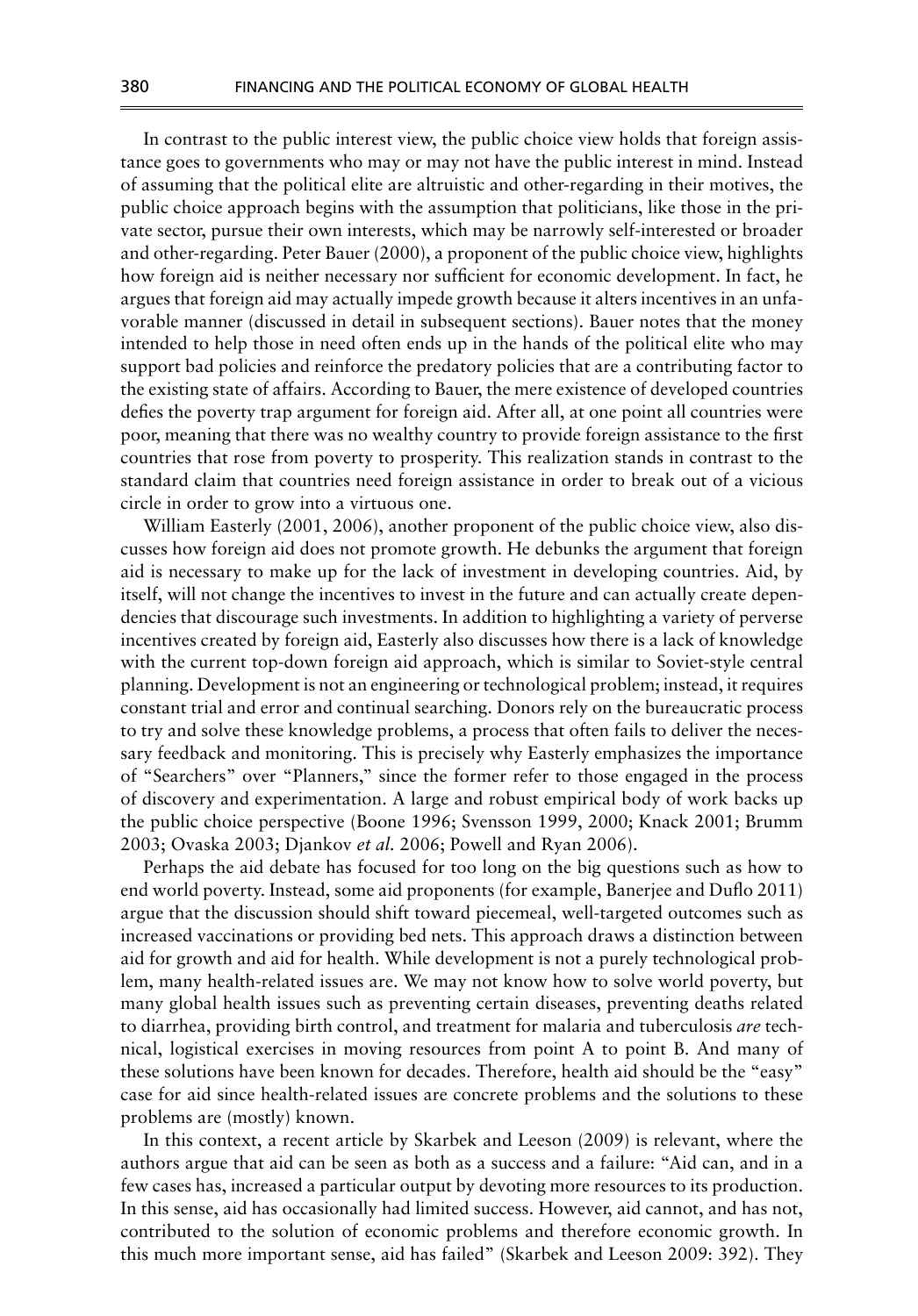In contrast to the public interest view, the public choice view holds that foreign assistance goes to governments who may or may not have the public interest in mind. Instead of assuming that the political elite are altruistic and other-regarding in their motives, the public choice approach begins with the assumption that politicians, like those in the private sector, pursue their own interests, which may be narrowly self-interested or broader and other-regarding. Peter Bauer (2000), a proponent of the public choice view, highlights how foreign aid is neither necessary nor sufficient for economic development. In fact, he argues that foreign aid may actually impede growth because it alters incentives in an unfavorable manner (discussed in detail in subsequent sections). Bauer notes that the money intended to help those in need often ends up in the hands of the political elite who may support bad policies and reinforce the predatory policies that are a contributing factor to the existing state of affairs. According to Bauer, the mere existence of developed countries defies the poverty trap argument for foreign aid. After all, at one point all countries were poor, meaning that there was no wealthy country to provide foreign assistance to the first countries that rose from poverty to prosperity. This realization stands in contrast to the standard claim that countries need foreign assistance in order to break out of a vicious circle in order to grow into a virtuous one.

William Easterly (2001, 2006), another proponent of the public choice view, also discusses how foreign aid does not promote growth. He debunks the argument that foreign aid is necessary to make up for the lack of investment in developing countries. Aid, by itself, will not change the incentives to invest in the future and can actually create dependencies that discourage such investments. In addition to highlighting a variety of perverse incentives created by foreign aid, Easterly also discusses how there is a lack of knowledge with the current top-down foreign aid approach, which is similar to Soviet-style central planning. Development is not an engineering or technological problem; instead, it requires constant trial and error and continual searching. Donors rely on the bureaucratic process to try and solve these knowledge problems, a process that often fails to deliver the necessary feedback and monitoring. This is precisely why Easterly emphasizes the importance of "Searchers" over "Planners," since the former refer to those engaged in the process of discovery and experimentation. A large and robust empirical body of work backs up the public choice perspective (Boone 1996; Svensson 1999, 2000; Knack 2001; Brumm 2003; Ovaska 2003; Djankov *et al.* 2006; Powell and Ryan 2006).

Perhaps the aid debate has focused for too long on the big questions such as how to end world poverty. Instead, some aid proponents (for example, Banerjee and Duflo 2011) argue that the discussion should shift toward piecemeal, well-targeted outcomes such as increased vaccinations or providing bed nets. This approach draws a distinction between aid for growth and aid for health. While development is not a purely technological problem, many health-related issues are. We may not know how to solve world poverty, but many global health issues such as preventing certain diseases, preventing deaths related to diarrhea, providing birth control, and treatment for malaria and tuberculosis *are* technical, logistical exercises in moving resources from point A to point B. And many of these solutions have been known for decades. Therefore, health aid should be the "easy" case for aid since health-related issues are concrete problems and the solutions to these problems are (mostly) known.

In this context, a recent article by Skarbek and Leeson (2009) is relevant, where the authors argue that aid can be seen as both as a success and a failure: "Aid can, and in a few cases has, increased a particular output by devoting more resources to its production. In this sense, aid has occasionally had limited success. However, aid cannot, and has not, contributed to the solution of economic problems and therefore economic growth. In this much more important sense, aid has failed" (Skarbek and Leeson 2009: 392). They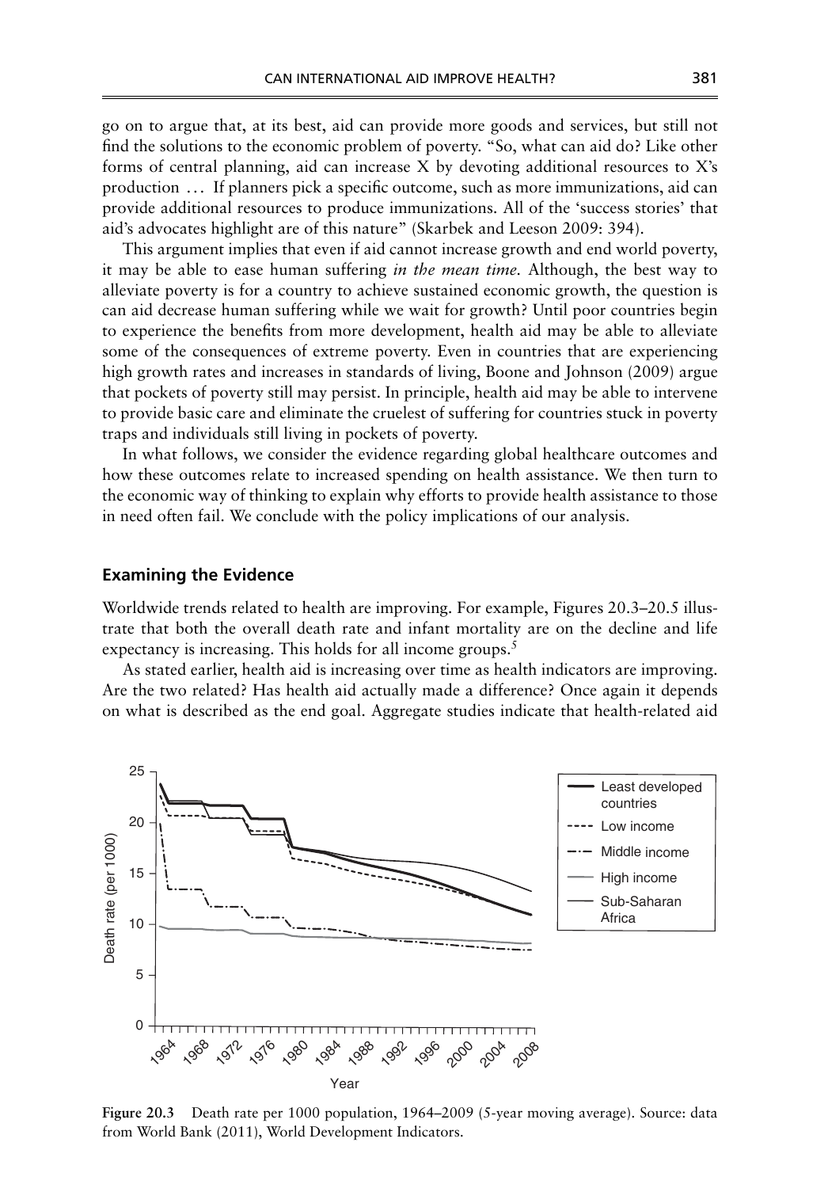go on to argue that, at its best, aid can provide more goods and services, but still not find the solutions to the economic problem of poverty. "So, what can aid do? Like other forms of central planning, aid can increase X by devoting additional resources to X's production … If planners pick a specific outcome, such as more immunizations, aid can provide additional resources to produce immunizations. All of the 'success stories' that aid's advocates highlight are of this nature" (Skarbek and Leeson 2009: 394).

This argument implies that even if aid cannot increase growth and end world poverty, it may be able to ease human suffering *in the mean time.* Although, the best way to alleviate poverty is for a country to achieve sustained economic growth, the question is can aid decrease human suffering while we wait for growth? Until poor countries begin to experience the benefits from more development, health aid may be able to alleviate some of the consequences of extreme poverty. Even in countries that are experiencing high growth rates and increases in standards of living, Boone and Johnson (2009) argue that pockets of poverty still may persist. In principle, health aid may be able to intervene to provide basic care and eliminate the cruelest of suffering for countries stuck in poverty traps and individuals still living in pockets of poverty.

In what follows, we consider the evidence regarding global healthcare outcomes and how these outcomes relate to increased spending on health assistance. We then turn to the economic way of thinking to explain why efforts to provide health assistance to those in need often fail. We conclude with the policy implications of our analysis.

## Examining the Evidence

Worldwide trends related to health are improving. For example, Figures 20.3–20.5 illustrate that both the overall death rate and infant mortality are on the decline and life expectancy is increasing. This holds for all income groups.[5]

As stated earlier, health aid is increasing over time as health indicators are improving. Are the two related? Has health aid actually made a difference? Once again it depends on what is described as the end goal. Aggregate studies indicate that health-related aid

Death rate (per 1000)
25
20
15
10
5
0
1964 1968 1972 1976 1980 1984 1988 1992 1996 2000 2004 2008
Year

Least developed countries
Low income
Middle income
High income
Sub-Saharan Africa

**Figure 20.3** Death rate per 1000 population, 1964–2009 (5-year moving average). Source: data from World Bank (2011), World Development Indicators.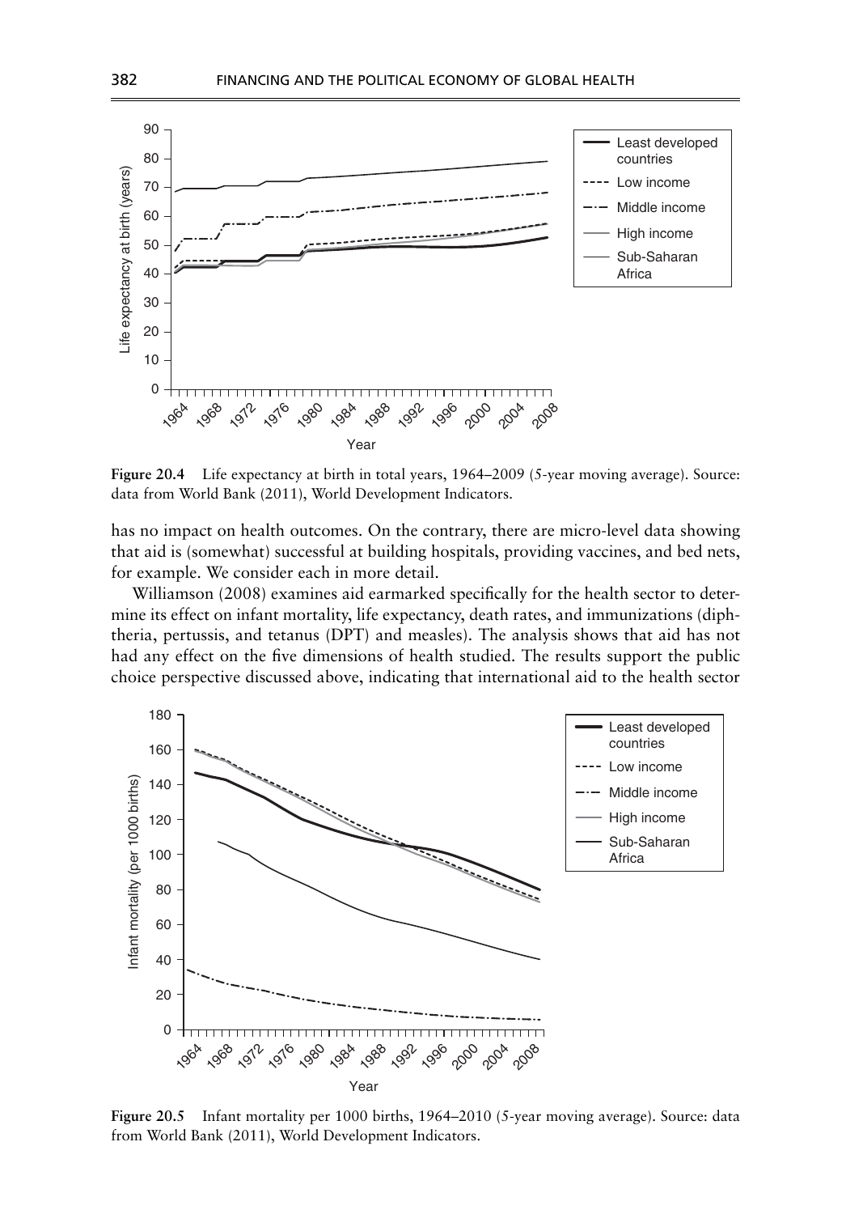Figure 20.4 Life expectancy at birth in total years, 1964–2009 (5-year moving average). Source: data from World Bank (2011), World Development Indicators.

has no impact on health outcomes. On the contrary, there are micro-level data showing that aid is (somewhat) successful at building hospitals, providing vaccines, and bed nets, for example. We consider each in more detail.

Williamson (2008) examines aid earmarked specifically for the health sector to determine its effect on infant mortality, life expectancy, death rates, and immunizations (diphtheria, pertussis, and tetanus (DPT) and measles). The analysis shows that aid has not had any effect on the five dimensions of health studied. The results support the public choice perspective discussed above, indicating that international aid to the health sector

Figure 20.5 Infant mortality per 1000 births, 1964–2010 (5-year moving average). Source: data from World Bank (2011), World Development Indicators.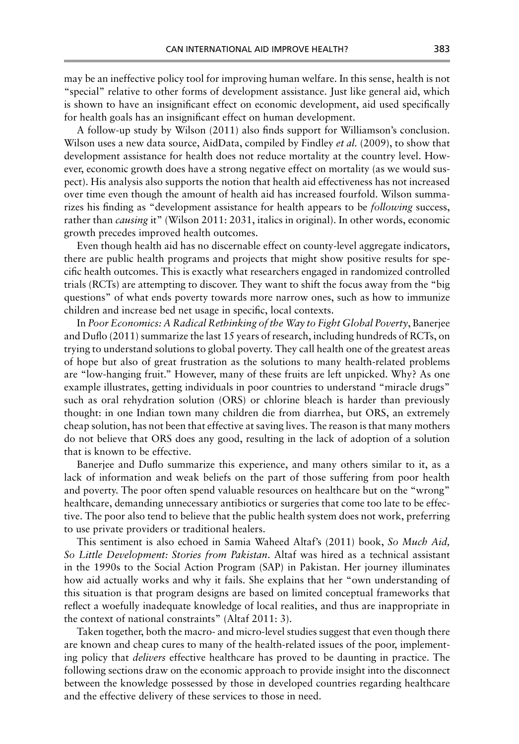may be an ineffective policy tool for improving human welfare. In this sense, health is not "special" relative to other forms of development assistance. Just like general aid, which is shown to have an insignificant effect on economic development, aid used specifically for health goals has an insignificant effect on human development.

A follow-up study by Wilson (2011) also finds support for Williamson's conclusion. Wilson uses a new data source, AidData, compiled by Findley *et al.* (2009), to show that development assistance for health does not reduce mortality at the country level. However, economic growth does have a strong negative effect on mortality (as we would suspect). His analysis also supports the notion that health aid effectiveness has not increased over time even though the amount of health aid has increased fourfold. Wilson summarizes his finding as "development assistance for health appears to be *following* success, rather than *causing* it" (Wilson 2011: 2031, italics in original). In other words, economic growth precedes improved health outcomes.

Even though health aid has no discernable effect on county-level aggregate indicators, there are public health programs and projects that might show positive results for specific health outcomes. This is exactly what researchers engaged in randomized controlled trials (RCTs) are attempting to discover. They want to shift the focus away from the "big questions" of what ends poverty towards more narrow ones, such as how to immunize children and increase bed net usage in specific, local contexts.

In *Poor Economics: A Radical Rethinking of the Way to Fight Global Poverty*, Banerjee and Duflo (2011) summarize the last 15 years of research, including hundreds of RCTs, on trying to understand solutions to global poverty. They call health one of the greatest areas of hope but also of great frustration as the solutions to many health-related problems are "low-hanging fruit." However, many of these fruits are left unpicked. Why? As one example illustrates, getting individuals in poor countries to understand "miracle drugs" such as oral rehydration solution (ORS) or chlorine bleach is harder than previously thought: in one Indian town many children die from diarrhea, but ORS, an extremely cheap solution, has not been that effective at saving lives. The reason is that many mothers do not believe that ORS does any good, resulting in the lack of adoption of a solution that is known to be effective.

Banerjee and Duflo summarize this experience, and many others similar to it, as a lack of information and weak beliefs on the part of those suffering from poor health and poverty. The poor often spend valuable resources on healthcare but on the "wrong" healthcare, demanding unnecessary antibiotics or surgeries that come too late to be effective. The poor also tend to believe that the public health system does not work, preferring to use private providers or traditional healers.

This sentiment is also echoed in Samia Waheed Altaf's (2011) book, *So Much Aid, So Little Development: Stories from Pakistan*. Altaf was hired as a technical assistant in the 1990s to the Social Action Program (SAP) in Pakistan. Her journey illuminates how aid actually works and why it fails. She explains that her "own understanding of this situation is that program designs are based on limited conceptual frameworks that reflect a woefully inadequate knowledge of local realities, and thus are inappropriate in the context of national constraints" (Altaf 2011: 3).

Taken together, both the macro- and micro-level studies suggest that even though there are known and cheap cures to many of the health-related issues of the poor, implementing policy that *delivers* effective healthcare has proved to be daunting in practice. The following sections draw on the economic approach to provide insight into the disconnect between the knowledge possessed by those in developed countries regarding healthcare and the effective delivery of these services to those in need.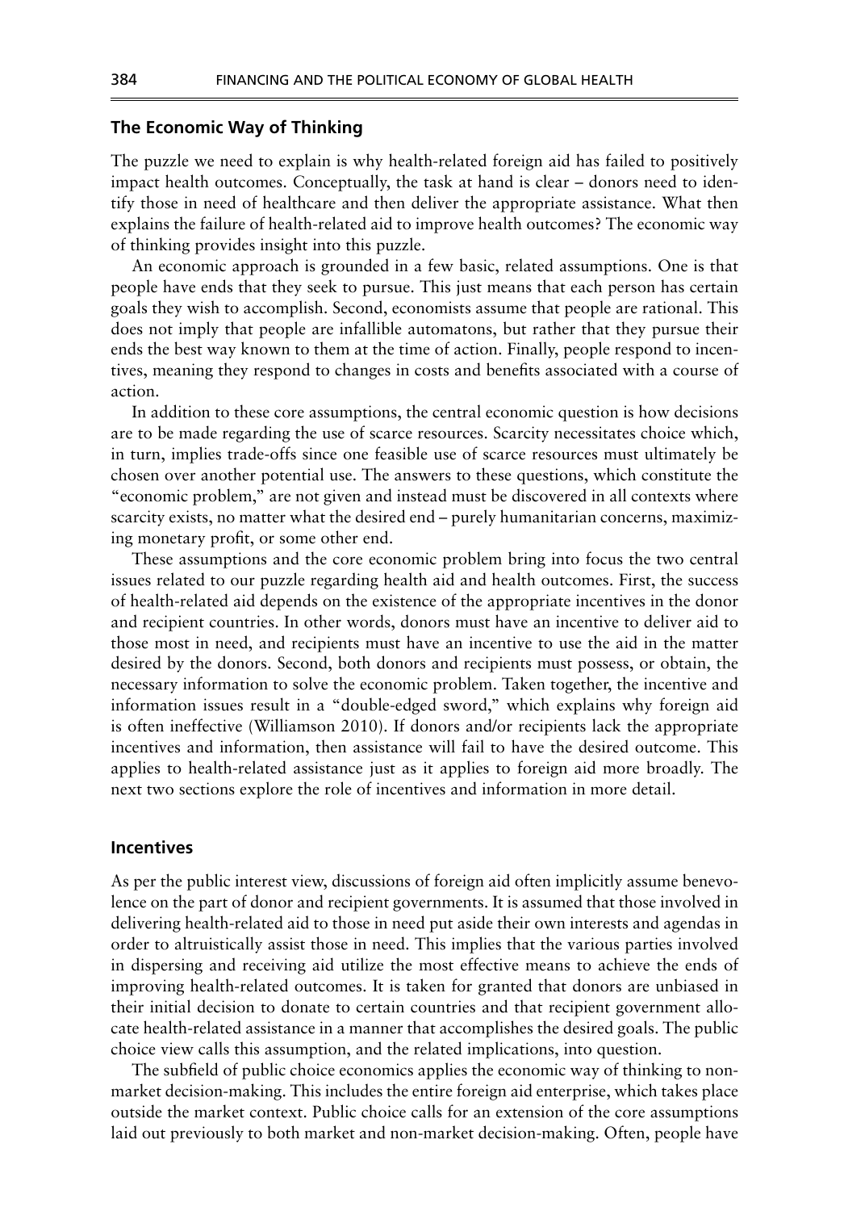## The Economic Way of Thinking

The puzzle we need to explain is why health-related foreign aid has failed to positively impact health outcomes. Conceptually, the task at hand is clear – donors need to identify those in need of healthcare and then deliver the appropriate assistance. What then explains the failure of health-related aid to improve health outcomes? The economic way of thinking provides insight into this puzzle.

An economic approach is grounded in a few basic, related assumptions. One is that people have ends that they seek to pursue. This just means that each person has certain goals they wish to accomplish. Second, economists assume that people are rational. This does not imply that people are infallible automatons, but rather that they pursue their ends the best way known to them at the time of action. Finally, people respond to incentives, meaning they respond to changes in costs and benefits associated with a course of action.

In addition to these core assumptions, the central economic question is how decisions are to be made regarding the use of scarce resources. Scarcity necessitates choice which, in turn, implies trade-offs since one feasible use of scarce resources must ultimately be chosen over another potential use. The answers to these questions, which constitute the "economic problem," are not given and instead must be discovered in all contexts where scarcity exists, no matter what the desired end – purely humanitarian concerns, maximizing monetary profit, or some other end.

These assumptions and the core economic problem bring into focus the two central issues related to our puzzle regarding health aid and health outcomes. First, the success of health-related aid depends on the existence of the appropriate incentives in the donor and recipient countries. In other words, donors must have an incentive to deliver aid to those most in need, and recipients must have an incentive to use the aid in the matter desired by the donors. Second, both donors and recipients must possess, or obtain, the necessary information to solve the economic problem. Taken together, the incentive and information issues result in a "double-edged sword," which explains why foreign aid is often ineffective (Williamson 2010). If donors and/or recipients lack the appropriate incentives and information, then assistance will fail to have the desired outcome. This applies to health-related assistance just as it applies to foreign aid more broadly. The next two sections explore the role of incentives and information in more detail.

## Incentives

As per the public interest view, discussions of foreign aid often implicitly assume benevolence on the part of donor and recipient governments. It is assumed that those involved in delivering health-related aid to those in need put aside their own interests and agendas in order to altruistically assist those in need. This implies that the various parties involved in dispersing and receiving aid utilize the most effective means to achieve the ends of improving health-related outcomes. It is taken for granted that donors are unbiased in their initial decision to donate to certain countries and that recipient government allocate health-related assistance in a manner that accomplishes the desired goals. The public choice view calls this assumption, and the related implications, into question.

The subfield of public choice economics applies the economic way of thinking to non-market decision-making. This includes the entire foreign aid enterprise, which takes place outside the market context. Public choice calls for an extension of the core assumptions laid out previously to both market and non-market decision-making. Often, people have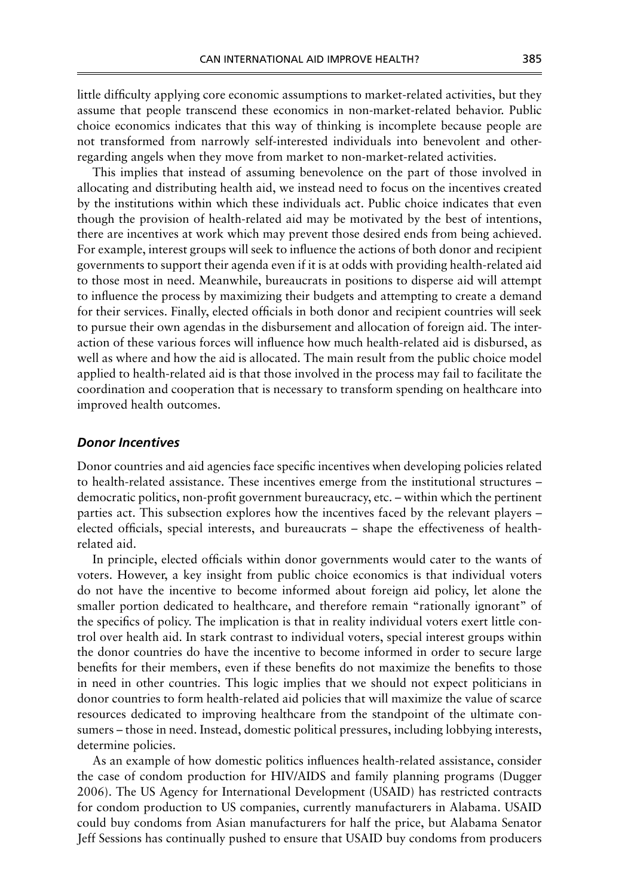little difficulty applying core economic assumptions to market-related activities, but they assume that people transcend these economics in non-market-related behavior. Public choice economics indicates that this way of thinking is incomplete because people are not transformed from narrowly self-interested individuals into benevolent and other-regarding angels when they move from market to non-market-related activities.

This implies that instead of assuming benevolence on the part of those involved in allocating and distributing health aid, we instead need to focus on the incentives created by the institutions within which these individuals act. Public choice indicates that even though the provision of health-related aid may be motivated by the best of intentions, there are incentives at work which may prevent those desired ends from being achieved. For example, interest groups will seek to influence the actions of both donor and recipient governments to support their agenda even if it is at odds with providing health-related aid to those most in need. Meanwhile, bureaucrats in positions to disperse aid will attempt to influence the process by maximizing their budgets and attempting to create a demand for their services. Finally, elected officials in both donor and recipient countries will seek to pursue their own agendas in the disbursement and allocation of foreign aid. The interaction of these various forces will influence how much health-related aid is disbursed, as well as where and how the aid is allocated. The main result from the public choice model applied to health-related aid is that those involved in the process may fail to facilitate the coordination and cooperation that is necessary to transform spending on healthcare into improved health outcomes.

### *Donor Incentives*

Donor countries and aid agencies face specific incentives when developing policies related to health-related assistance. These incentives emerge from the institutional structures – democratic politics, non-profit government bureaucracy, etc. – within which the pertinent parties act. This subsection explores how the incentives faced by the relevant players – elected officials, special interests, and bureaucrats – shape the effectiveness of health-related aid.

In principle, elected officials within donor governments would cater to the wants of voters. However, a key insight from public choice economics is that individual voters do not have the incentive to become informed about foreign aid policy, let alone the smaller portion dedicated to healthcare, and therefore remain "rationally ignorant" of the specifics of policy. The implication is that in reality individual voters exert little control over health aid. In stark contrast to individual voters, special interest groups within the donor countries do have the incentive to become informed in order to secure large benefits for their members, even if these benefits do not maximize the benefits to those in need in other countries. This logic implies that we should not expect politicians in donor countries to form health-related aid policies that will maximize the value of scarce resources dedicated to improving healthcare from the standpoint of the ultimate consumers – those in need. Instead, domestic political pressures, including lobbying interests, determine policies.

As an example of how domestic politics influences health-related assistance, consider the case of condom production for HIV/AIDS and family planning programs (Dugger 2006). The US Agency for International Development (USAID) has restricted contracts for condom production to US companies, currently manufacturers in Alabama. USAID could buy condoms from Asian manufacturers for half the price, but Alabama Senator Jeff Sessions has continually pushed to ensure that USAID buy condoms from producers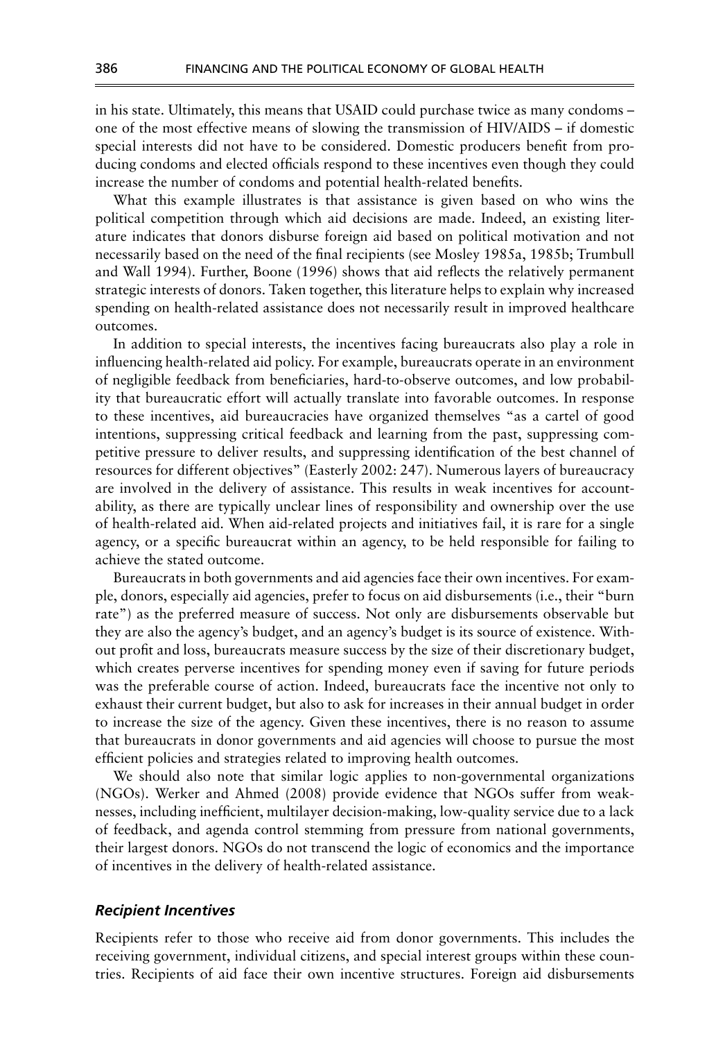in his state. Ultimately, this means that USAID could purchase twice as many condoms – one of the most effective means of slowing the transmission of HIV/AIDS – if domestic special interests did not have to be considered. Domestic producers benefit from producing condoms and elected officials respond to these incentives even though they could increase the number of condoms and potential health-related benefits.

What this example illustrates is that assistance is given based on who wins the political competition through which aid decisions are made. Indeed, an existing literature indicates that donors disburse foreign aid based on political motivation and not necessarily based on the need of the final recipients (see Mosley 1985a, 1985b; Trumbull and Wall 1994). Further, Boone (1996) shows that aid reflects the relatively permanent strategic interests of donors. Taken together, this literature helps to explain why increased spending on health-related assistance does not necessarily result in improved healthcare outcomes.

In addition to special interests, the incentives facing bureaucrats also play a role in influencing health-related aid policy. For example, bureaucrats operate in an environment of negligible feedback from beneficiaries, hard-to-observe outcomes, and low probability that bureaucratic effort will actually translate into favorable outcomes. In response to these incentives, aid bureaucracies have organized themselves "as a cartel of good intentions, suppressing critical feedback and learning from the past, suppressing competitive pressure to deliver results, and suppressing identification of the best channel of resources for different objectives" (Easterly 2002: 247). Numerous layers of bureaucracy are involved in the delivery of assistance. This results in weak incentives for accountability, as there are typically unclear lines of responsibility and ownership over the use of health-related aid. When aid-related projects and initiatives fail, it is rare for a single agency, or a specific bureaucrat within an agency, to be held responsible for failing to achieve the stated outcome.

Bureaucrats in both governments and aid agencies face their own incentives. For example, donors, especially aid agencies, prefer to focus on aid disbursements (i.e., their "burn rate") as the preferred measure of success. Not only are disbursements observable but they are also the agency's budget, and an agency's budget is its source of existence. Without profit and loss, bureaucrats measure success by the size of their discretionary budget, which creates perverse incentives for spending money even if saving for future periods was the preferable course of action. Indeed, bureaucrats face the incentive not only to exhaust their current budget, but also to ask for increases in their annual budget in order to increase the size of the agency. Given these incentives, there is no reason to assume that bureaucrats in donor governments and aid agencies will choose to pursue the most efficient policies and strategies related to improving health outcomes.

We should also note that similar logic applies to non-governmental organizations (NGOs). Werker and Ahmed (2008) provide evidence that NGOs suffer from weaknesses, including inefficient, multilayer decision-making, low-quality service due to a lack of feedback, and agenda control stemming from pressure from national governments, their largest donors. NGOs do not transcend the logic of economics and the importance of incentives in the delivery of health-related assistance.

### *Recipient Incentives*

Recipients refer to those who receive aid from donor governments. This includes the receiving government, individual citizens, and special interest groups within these countries. Recipients of aid face their own incentive structures. Foreign aid disbursements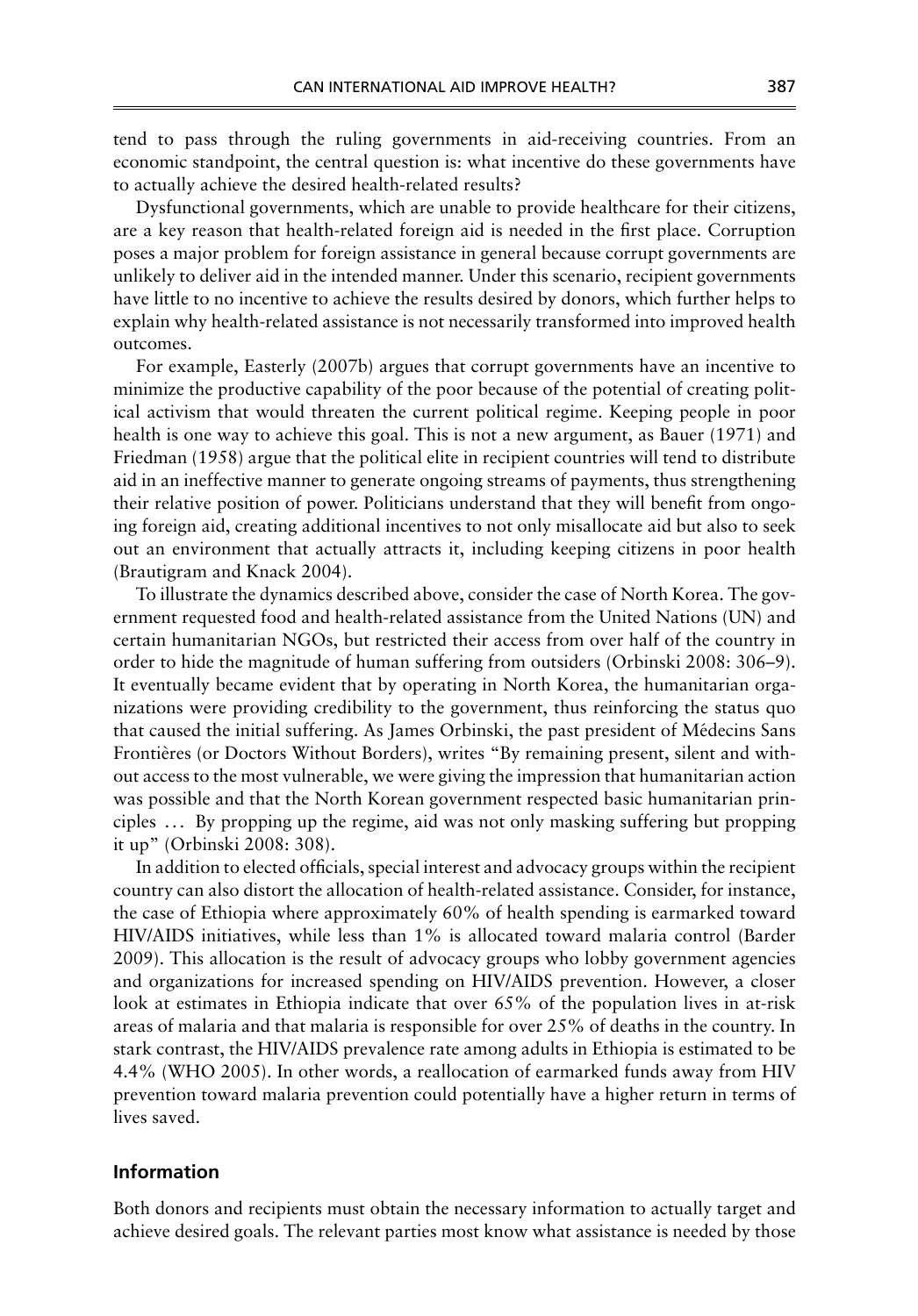tend to pass through the ruling governments in aid-receiving countries. From an economic standpoint, the central question is: what incentive do these governments have to actually achieve the desired health-related results?

Dysfunctional governments, which are unable to provide healthcare for their citizens, are a key reason that health-related foreign aid is needed in the first place. Corruption poses a major problem for foreign assistance in general because corrupt governments are unlikely to deliver aid in the intended manner. Under this scenario, recipient governments have little to no incentive to achieve the results desired by donors, which further helps to explain why health-related assistance is not necessarily transformed into improved health outcomes.

For example, Easterly (2007b) argues that corrupt governments have an incentive to minimize the productive capability of the poor because of the potential of creating political activism that would threaten the current political regime. Keeping people in poor health is one way to achieve this goal. This is not a new argument, as Bauer (1971) and Friedman (1958) argue that the political elite in recipient countries will tend to distribute aid in an ineffective manner to generate ongoing streams of payments, thus strengthening their relative position of power. Politicians understand that they will benefit from ongoing foreign aid, creating additional incentives to not only misallocate aid but also to seek out an environment that actually attracts it, including keeping citizens in poor health (Brautigram and Knack 2004).

To illustrate the dynamics described above, consider the case of North Korea. The government requested food and health-related assistance from the United Nations (UN) and certain humanitarian NGOs, but restricted their access from over half of the country in order to hide the magnitude of human suffering from outsiders (Orbinski 2008: 306–9). It eventually became evident that by operating in North Korea, the humanitarian organizations were providing credibility to the government, thus reinforcing the status quo that caused the initial suffering. As James Orbinski, the past president of Médecins Sans Frontières (or Doctors Without Borders), writes "By remaining present, silent and without access to the most vulnerable, we were giving the impression that humanitarian action was possible and that the North Korean government respected basic humanitarian principles … By propping up the regime, aid was not only masking suffering but propping it up" (Orbinski 2008: 308).

In addition to elected officials, special interest and advocacy groups within the recipient country can also distort the allocation of health-related assistance. Consider, for instance, the case of Ethiopia where approximately 60% of health spending is earmarked toward HIV/AIDS initiatives, while less than 1% is allocated toward malaria control (Barder 2009). This allocation is the result of advocacy groups who lobby government agencies and organizations for increased spending on HIV/AIDS prevention. However, a closer look at estimates in Ethiopia indicate that over 65% of the population lives in at-risk areas of malaria and that malaria is responsible for over 25% of deaths in the country. In stark contrast, the HIV/AIDS prevalence rate among adults in Ethiopia is estimated to be 4.4% (WHO 2005). In other words, a reallocation of earmarked funds away from HIV prevention toward malaria prevention could potentially have a higher return in terms of lives saved.

### Information

Both donors and recipients must obtain the necessary information to actually target and achieve desired goals. The relevant parties most know what assistance is needed by those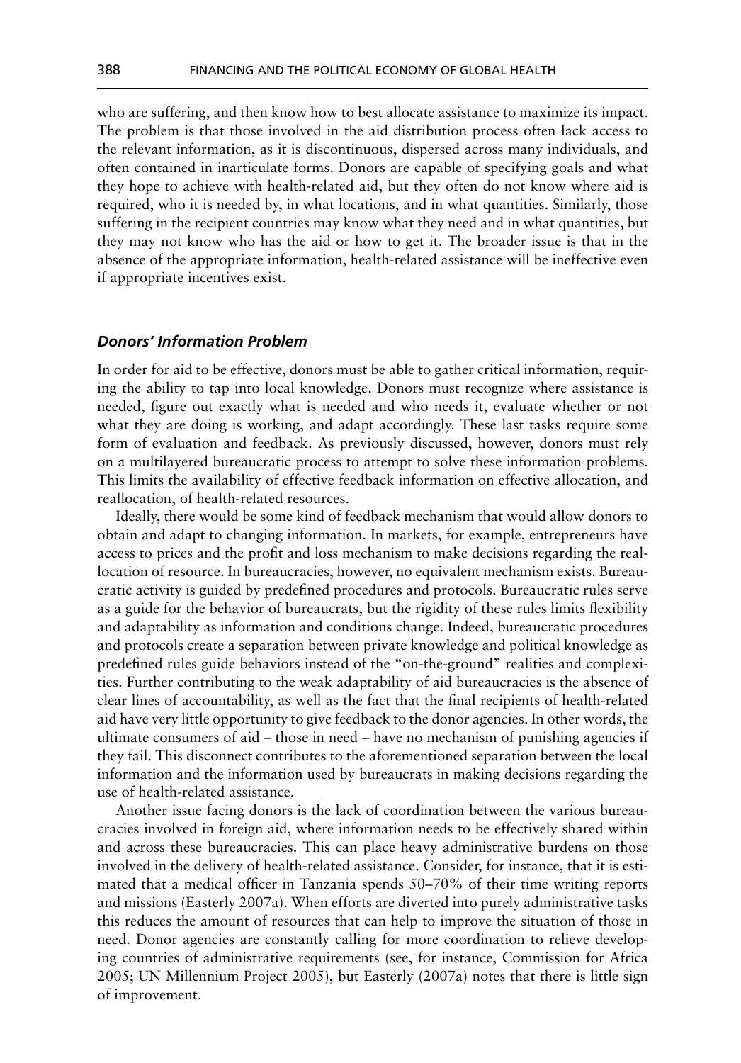who are suffering, and then know how to best allocate assistance to maximize its impact. The problem is that those involved in the aid distribution process often lack access to the relevant information, as it is discontinuous, dispersed across many individuals, and often contained in inarticulate forms. Donors are capable of specifying goals and what they hope to achieve with health-related aid, but they often do not know where aid is required, who it is needed by, in what locations, and in what quantities. Similarly, those suffering in the recipient countries may know what they need and in what quantities, but they may not know who has the aid or how to get it. The broader issue is that in the absence of the appropriate information, health-related assistance will be ineffective even if appropriate incentives exist.

### *Donors' Information Problem*

In order for aid to be effective, donors must be able to gather critical information, requiring the ability to tap into local knowledge. Donors must recognize where assistance is needed, figure out exactly what is needed and who needs it, evaluate whether or not what they are doing is working, and adapt accordingly. These last tasks require some form of evaluation and feedback. As previously discussed, however, donors must rely on a multilayered bureaucratic process to attempt to solve these information problems. This limits the availability of effective feedback information on effective allocation, and reallocation, of health-related resources.

Ideally, there would be some kind of feedback mechanism that would allow donors to obtain and adapt to changing information. In markets, for example, entrepreneurs have access to prices and the profit and loss mechanism to make decisions regarding the reallocation of resource. In bureaucracies, however, no equivalent mechanism exists. Bureaucratic activity is guided by predefined procedures and protocols. Bureaucratic rules serve as a guide for the behavior of bureaucrats, but the rigidity of these rules limits flexibility and adaptability as information and conditions change. Indeed, bureaucratic procedures and protocols create a separation between private knowledge and political knowledge as predefined rules guide behaviors instead of the "on-the-ground" realities and complexities. Further contributing to the weak adaptability of aid bureaucracies is the absence of clear lines of accountability, as well as the fact that the final recipients of health-related aid have very little opportunity to give feedback to the donor agencies. In other words, the ultimate consumers of aid – those in need – have no mechanism of punishing agencies if they fail. This disconnect contributes to the aforementioned separation between the local information and the information used by bureaucrats in making decisions regarding the use of health-related assistance.

Another issue facing donors is the lack of coordination between the various bureaucracies involved in foreign aid, where information needs to be effectively shared within and across these bureaucracies. This can place heavy administrative burdens on those involved in the delivery of health-related assistance. Consider, for instance, that it is estimated that a medical officer in Tanzania spends 50–70% of their time writing reports and missions (Easterly 2007a). When efforts are diverted into purely administrative tasks this reduces the amount of resources that can help to improve the situation of those in need. Donor agencies are constantly calling for more coordination to relieve developing countries of administrative requirements (see, for instance, Commission for Africa 2005; UN Millennium Project 2005), but Easterly (2007a) notes that there is little sign of improvement.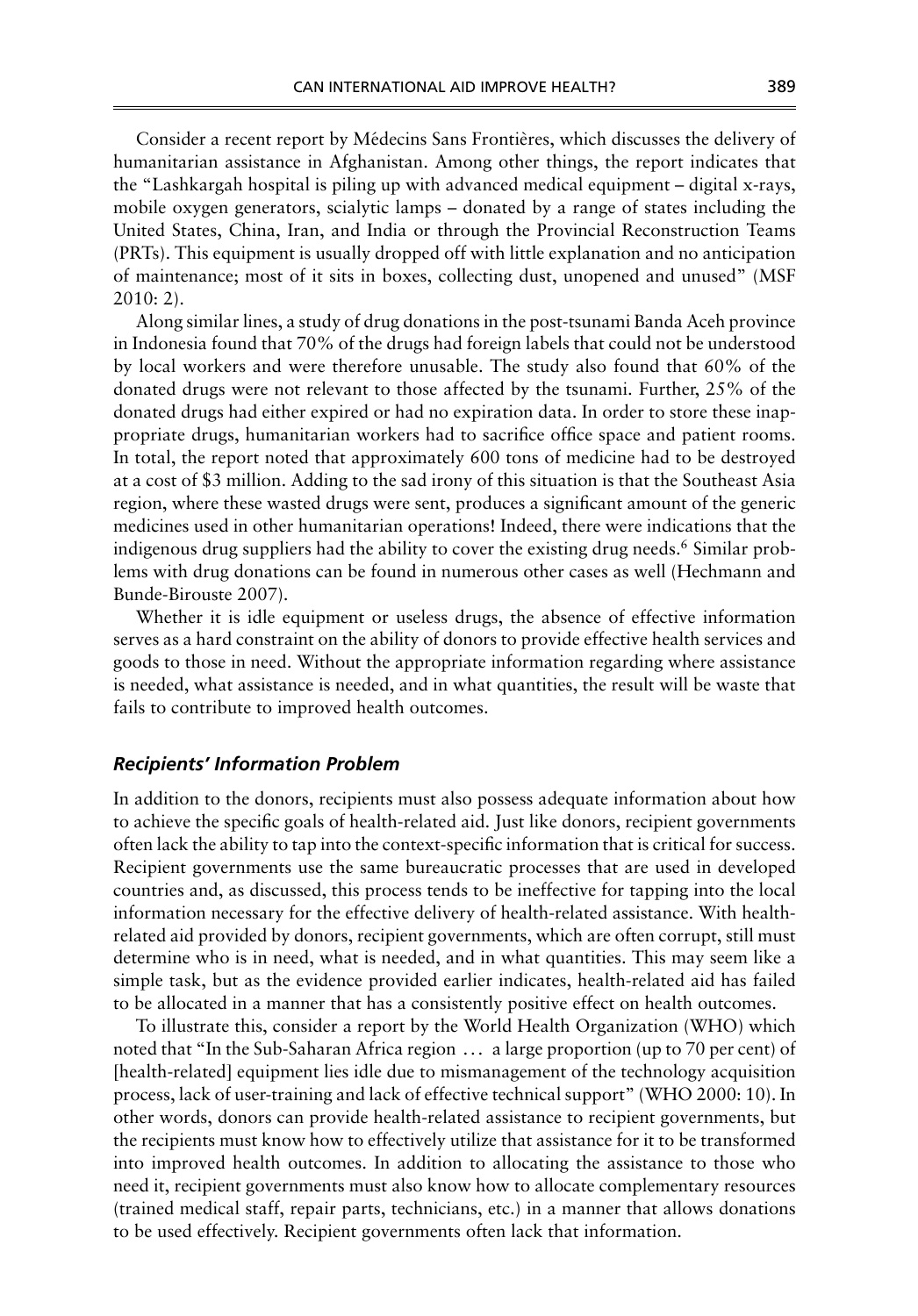Consider a recent report by Médecins Sans Frontières, which discusses the delivery of humanitarian assistance in Afghanistan. Among other things, the report indicates that the "Lashkargah hospital is piling up with advanced medical equipment – digital x-rays, mobile oxygen generators, scialytic lamps – donated by a range of states including the United States, China, Iran, and India or through the Provincial Reconstruction Teams (PRTs). This equipment is usually dropped off with little explanation and no anticipation of maintenance; most of it sits in boxes, collecting dust, unopened and unused" (MSF 2010: 2).

Along similar lines, a study of drug donations in the post-tsunami Banda Aceh province in Indonesia found that 70% of the drugs had foreign labels that could not be understood by local workers and were therefore unusable. The study also found that 60% of the donated drugs were not relevant to those affected by the tsunami. Further, 25% of the donated drugs had either expired or had no expiration data. In order to store these inappropriate drugs, humanitarian workers had to sacrifice office space and patient rooms. In total, the report noted that approximately 600 tons of medicine had to be destroyed at a cost of $3 million. Adding to the sad irony of this situation is that the Southeast Asia region, where these wasted drugs were sent, produces a significant amount of the generic medicines used in other humanitarian operations! Indeed, there were indications that the indigenous drug suppliers had the ability to cover the existing drug needs.[6] Similar problems with drug donations can be found in numerous other cases as well (Hechmann and Bunde-Birouste 2007).

Whether it is idle equipment or useless drugs, the absence of effective information serves as a hard constraint on the ability of donors to provide effective health services and goods to those in need. Without the appropriate information regarding where assistance is needed, what assistance is needed, and in what quantities, the result will be waste that fails to contribute to improved health outcomes.

### *Recipients' Information Problem*

In addition to the donors, recipients must also possess adequate information about how to achieve the specific goals of health-related aid. Just like donors, recipient governments often lack the ability to tap into the context-specific information that is critical for success. Recipient governments use the same bureaucratic processes that are used in developed countries and, as discussed, this process tends to be ineffective for tapping into the local information necessary for the effective delivery of health-related assistance. With health-related aid provided by donors, recipient governments, which are often corrupt, still must determine who is in need, what is needed, and in what quantities. This may seem like a simple task, but as the evidence provided earlier indicates, health-related aid has failed to be allocated in a manner that has a consistently positive effect on health outcomes.

To illustrate this, consider a report by the World Health Organization (WHO) which noted that "In the Sub-Saharan Africa region … a large proportion (up to 70 per cent) of [health-related] equipment lies idle due to mismanagement of the technology acquisition process, lack of user-training and lack of effective technical support" (WHO 2000: 10). In other words, donors can provide health-related assistance to recipient governments, but the recipients must know how to effectively utilize that assistance for it to be transformed into improved health outcomes. In addition to allocating the assistance to those who need it, recipient governments must also know how to allocate complementary resources (trained medical staff, repair parts, technicians, etc.) in a manner that allows donations to be used effectively. Recipient governments often lack that information.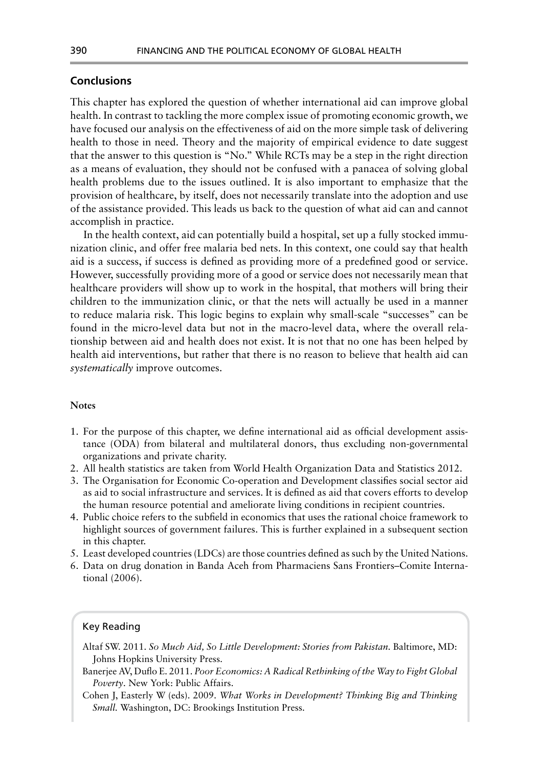## Conclusions

This chapter has explored the question of whether international aid can improve global health. In contrast to tackling the more complex issue of promoting economic growth, we have focused our analysis on the effectiveness of aid on the more simple task of delivering health to those in need. Theory and the majority of empirical evidence to date suggest that the answer to this question is "No." While RCTs may be a step in the right direction as a means of evaluation, they should not be confused with a panacea of solving global health problems due to the issues outlined. It is also important to emphasize that the provision of healthcare, by itself, does not necessarily translate into the adoption and use of the assistance provided. This leads us back to the question of what aid can and cannot accomplish in practice.

In the health context, aid can potentially build a hospital, set up a fully stocked immunization clinic, and offer free malaria bed nets. In this context, one could say that health aid is a success, if success is defined as providing more of a predefined good or service. However, successfully providing more of a good or service does not necessarily mean that healthcare providers will show up to work in the hospital, that mothers will bring their children to the immunization clinic, or that the nets will actually be used in a manner to reduce malaria risk. This logic begins to explain why small-scale "successes" can be found in the micro-level data but not in the macro-level data, where the overall relationship between aid and health does not exist. It is not that no one has been helped by health aid interventions, but rather that there is no reason to believe that health aid can *systematically* improve outcomes.

### Notes

1. For the purpose of this chapter, we define international aid as official development assistance (ODA) from bilateral and multilateral donors, thus excluding non-governmental organizations and private charity.
2. All health statistics are taken from World Health Organization Data and Statistics 2012.
3. The Organisation for Economic Co-operation and Development classifies social sector aid as aid to social infrastructure and services. It is defined as aid that covers efforts to develop the human resource potential and ameliorate living conditions in recipient countries.
4. Public choice refers to the subfield in economics that uses the rational choice framework to highlight sources of government failures. This is further explained in a subsequent section in this chapter.
5. Least developed countries (LDCs) are those countries defined as such by the United Nations.
6. Data on drug donation in Banda Aceh from Pharmaciens Sans Frontiers–Comite International (2006).

### Key Reading

Altaf SW. 2011. *So Much Aid, So Little Development: Stories from Pakistan.* Baltimore, MD: Johns Hopkins University Press.

Banerjee AV, Duflo E. 2011. *Poor Economics: A Radical Rethinking of the Way to Fight Global Poverty*. New York: Public Affairs.

Cohen J, Easterly W (eds). 2009. *What Works in Development? Thinking Big and Thinking Small.* Washington, DC: Brookings Institution Press.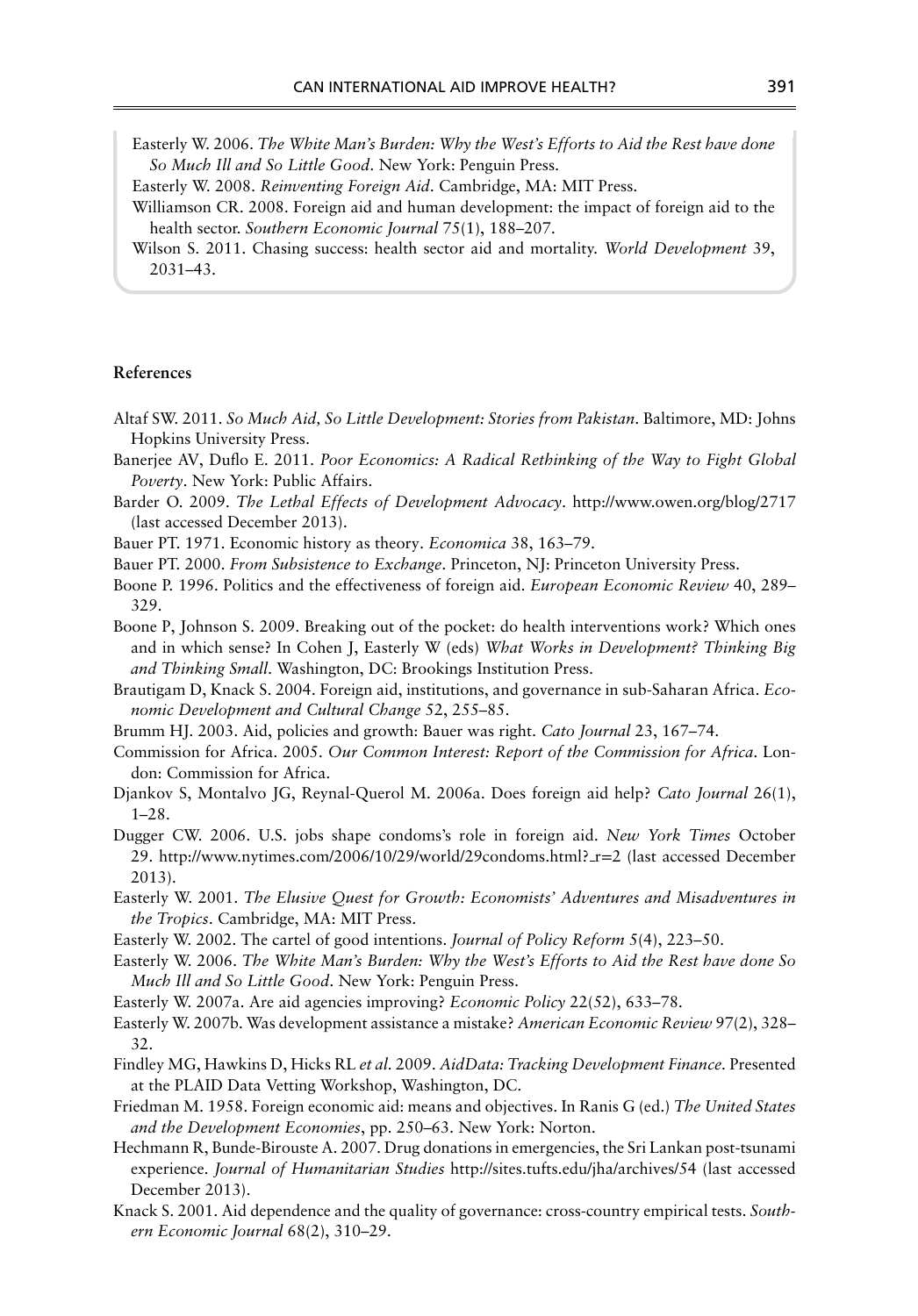Easterly W. 2006. *The White Man's Burden: Why the West's Efforts to Aid the Rest have done So Much Ill and So Little Good*. New York: Penguin Press.

Easterly W. 2008. *Reinventing Foreign Aid*. Cambridge, MA: MIT Press.

Williamson CR. 2008. Foreign aid and human development: the impact of foreign aid to the health sector. *Southern Economic Journal* 75(1), 188–207.

Wilson S. 2011. Chasing success: health sector aid and mortality. *World Development* 39, 2031–43.

## References

Altaf SW. 2011. *So Much Aid, So Little Development: Stories from Pakistan*. Baltimore, MD: Johns Hopkins University Press.

Banerjee AV, Duflo E. 2011. *Poor Economics: A Radical Rethinking of the Way to Fight Global Poverty*. New York: Public Affairs.

Barder O. 2009. *The Lethal Effects of Development Advocacy*. http://www.owen.org/blog/2717 (last accessed December 2013).

Bauer PT. 1971. Economic history as theory. *Economica* 38, 163–79.

Bauer PT. 2000. *From Subsistence to Exchange*. Princeton, NJ: Princeton University Press.

Boone P. 1996. Politics and the effectiveness of foreign aid. *European Economic Review* 40, 289–329.

Boone P, Johnson S. 2009. Breaking out of the pocket: do health interventions work? Which ones and in which sense? In Cohen J, Easterly W (eds) *What Works in Development? Thinking Big and Thinking Small*. Washington, DC: Brookings Institution Press.

Brautigam D, Knack S. 2004. Foreign aid, institutions, and governance in sub-Saharan Africa. *Economic Development and Cultural Change* 52, 255–85.

Brumm HJ. 2003. Aid, policies and growth: Bauer was right. *Cato Journal* 23, 167–74.

Commission for Africa. 2005. *Our Common Interest: Report of the Commission for Africa*. London: Commission for Africa.

Djankov S, Montalvo JG, Reynal-Querol M. 2006a. Does foreign aid help? *Cato Journal* 26(1), 1–28.

Dugger CW. 2006. U.S. jobs shape condoms's role in foreign aid. *New York Times* October 29. http://www.nytimes.com/2006/10/29/world/29condoms.html?_r=2 (last accessed December 2013).

Easterly W. 2001. *The Elusive Quest for Growth: Economists' Adventures and Misadventures in the Tropics*. Cambridge, MA: MIT Press.

Easterly W. 2002. The cartel of good intentions. *Journal of Policy Reform* 5(4), 223–50.

Easterly W. 2006. *The White Man's Burden: Why the West's Efforts to Aid the Rest have done So Much Ill and So Little Good*. New York: Penguin Press.

Easterly W. 2007a. Are aid agencies improving? *Economic Policy* 22(52), 633–78.

Easterly W. 2007b. Was development assistance a mistake? *American Economic Review* 97(2), 328–32.

Findley MG, Hawkins D, Hicks RL *et al*. 2009. *AidData: Tracking Development Finance*. Presented at the PLAID Data Vetting Workshop, Washington, DC.

Friedman M. 1958. Foreign economic aid: means and objectives. In Ranis G (ed.) *The United States and the Development Economies*, pp. 250–63. New York: Norton.

Hechmann R, Bunde-Birouste A. 2007. Drug donations in emergencies, the Sri Lankan post-tsunami experience. *Journal of Humanitarian Studies* http://sites.tufts.edu/jha/archives/54 (last accessed December 2013).

Knack S. 2001. Aid dependence and the quality of governance: cross-country empirical tests. *Southern Economic Journal* 68(2), 310–29.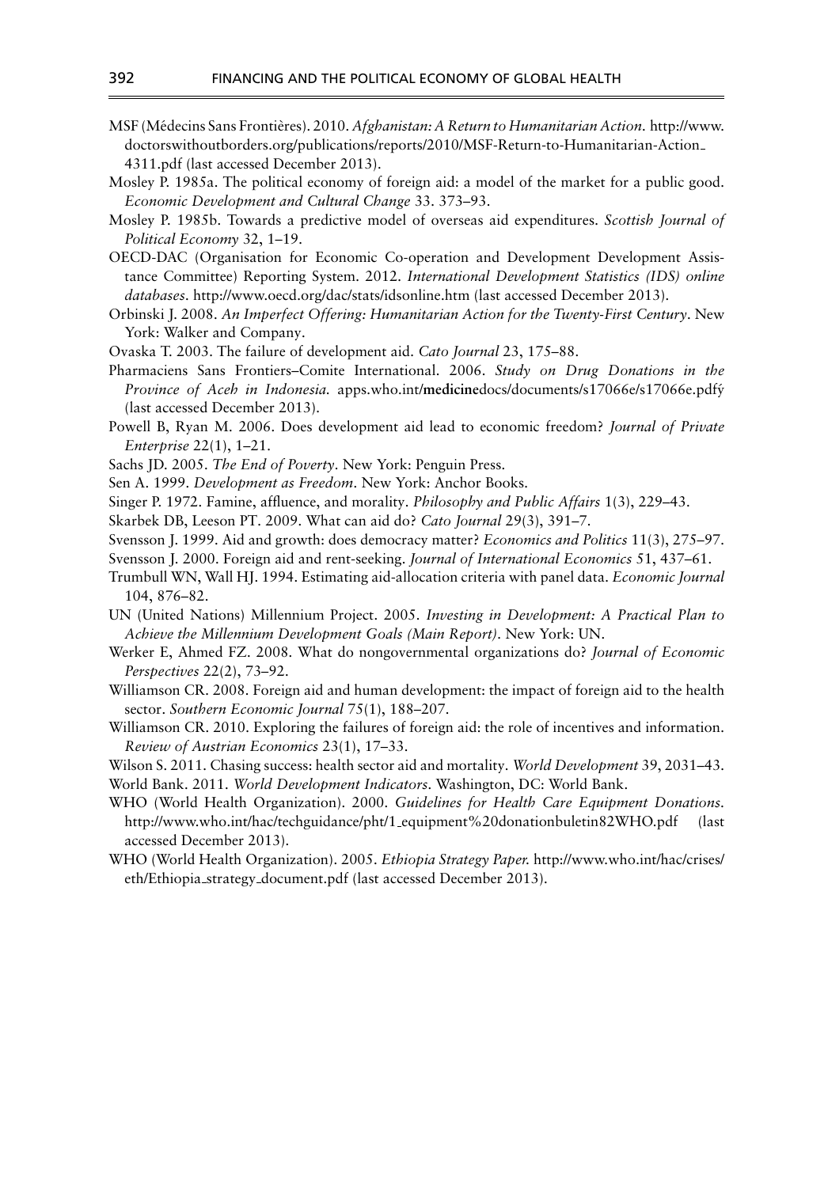MSF (Médecins Sans Frontières). 2010. *Afghanistan: A Return to Humanitarian Action.* http://www.doctorswithoutborders.org/publications/reports/2010/MSF-Return-to-Humanitarian-Action_4311.pdf (last accessed December 2013).

Mosley P. 1985a. The political economy of foreign aid: a model of the market for a public good. *Economic Development and Cultural Change* 33. 373–93.

Mosley P. 1985b. Towards a predictive model of overseas aid expenditures. *Scottish Journal of Political Economy* 32, 1–19.

OECD-DAC (Organisation for Economic Co-operation and Development Development Assistance Committee) Reporting System. 2012. *International Development Statistics (IDS) online databases.* http://www.oecd.org/dac/stats/idsonline.htm (last accessed December 2013).

Orbinski J. 2008. *An Imperfect Offering: Humanitarian Action for the Twenty-First Century*. New York: Walker and Company.

Ovaska T. 2003. The failure of development aid. *Cato Journal* 23, 175–88.

Pharmaciens Sans Frontiers–Comite International. 2006. *Study on Drug Donations in the Province of Aceh in Indonesia.* apps.who.int/**medicine**docs/documents/s17066e/s17066e.pdfý (last accessed December 2013).

Powell B, Ryan M. 2006. Does development aid lead to economic freedom? *Journal of Private Enterprise* 22(1), 1–21.

Sachs JD. 2005. *The End of Poverty*. New York: Penguin Press.

Sen A. 1999. *Development as Freedom*. New York: Anchor Books.

Singer P. 1972. Famine, affluence, and morality. *Philosophy and Public Affairs* 1(3), 229–43.

Skarbek DB, Leeson PT. 2009. What can aid do? *Cato Journal* 29(3), 391–7.

Svensson J. 1999. Aid and growth: does democracy matter? *Economics and Politics* 11(3), 275–97.

Svensson J. 2000. Foreign aid and rent-seeking. *Journal of International Economics* 51, 437–61.

Trumbull WN, Wall HJ. 1994. Estimating aid-allocation criteria with panel data. *Economic Journal* 104, 876–82.

UN (United Nations) Millennium Project. 2005. *Investing in Development: A Practical Plan to Achieve the Millennium Development Goals (Main Report)*. New York: UN.

Werker E, Ahmed FZ. 2008. What do nongovernmental organizations do? *Journal of Economic Perspectives* 22(2), 73–92.

Williamson CR. 2008. Foreign aid and human development: the impact of foreign aid to the health sector. *Southern Economic Journal* 75(1), 188–207.

Williamson CR. 2010. Exploring the failures of foreign aid: the role of incentives and information. *Review of Austrian Economics* 23(1), 17–33.

Wilson S. 2011. Chasing success: health sector aid and mortality. *World Development* 39, 2031–43.

World Bank. 2011. *World Development Indicators*. Washington, DC: World Bank.

WHO (World Health Organization). 2000. *Guidelines for Health Care Equipment Donations*. http://www.who.int/hac/techguidance/pht/1_equipment%20donationbuletin82WHO.pdf (last accessed December 2013).

WHO (World Health Organization). 2005. *Ethiopia Strategy Paper.* http://www.who.int/hac/crises/eth/Ethiopia_strategy_document.pdf (last accessed December 2013).